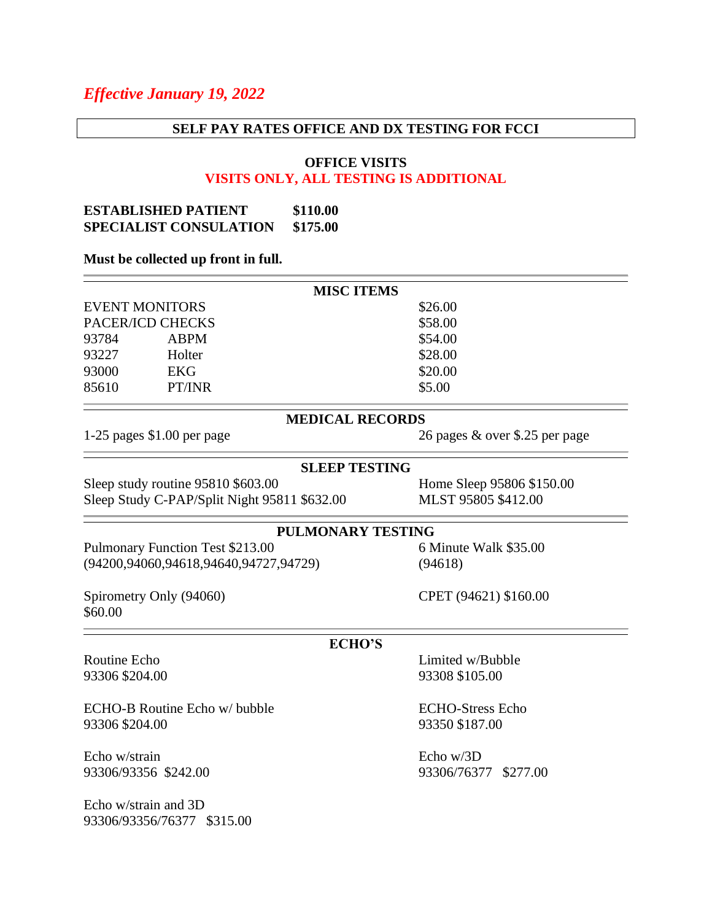*Effective January 19, 2022*

## SELF PAY RATES OFFICE AND DX TESTING FOR FCCI

### OFFICE VISITS

**VISITS ONLY, ALL TESTING IS ADDITIONAL**

| | |
|---|---|
| **ESTABLISHED PATIENT** | **$110.00** |
| **SPECIALIST CONSULATION** | **$175.00** |

**Must be collected up front in full.**

### MISC ITEMS

| | | |
|---|---|---|
| EVENT MONITORS | | $26.00 |
| PACER/ICD CHECKS | | $58.00 |
| 93784 | ABPM | $54.00 |
| 93227 | Holter | $28.00 |
| 93000 | EKG | $20.00 |
| 85610 | PT/INR | $5.00 |

### MEDICAL RECORDS

1-25 pages $1.00 per page

26 pages & over $.25 per page

### SLEEP TESTING

Sleep study routine 95810 $603.00

Sleep Study C-PAP/Split Night 95811 $632.00

Home Sleep 95806 $150.00

MLST 95805 $412.00

### PULMONARY TESTING

Pulmonary Function Test $213.00
(94200,94060,94618,94640,94727,94729)

6 Minute Walk $35.00
(94618)

Spirometry Only (94060)
$60.00

CPET (94621) $160.00

### ECHO'S

Routine Echo
93306 $204.00

Limited w/Bubble
93308 $105.00

ECHO-B Routine Echo w/ bubble
93306 $204.00

ECHO-Stress Echo
93350 $187.00

Echo w/strain
93306/93356 $242.00

Echo w/3D
93306/76377 $277.00

Echo w/strain and 3D
93306/93356/76377 $315.00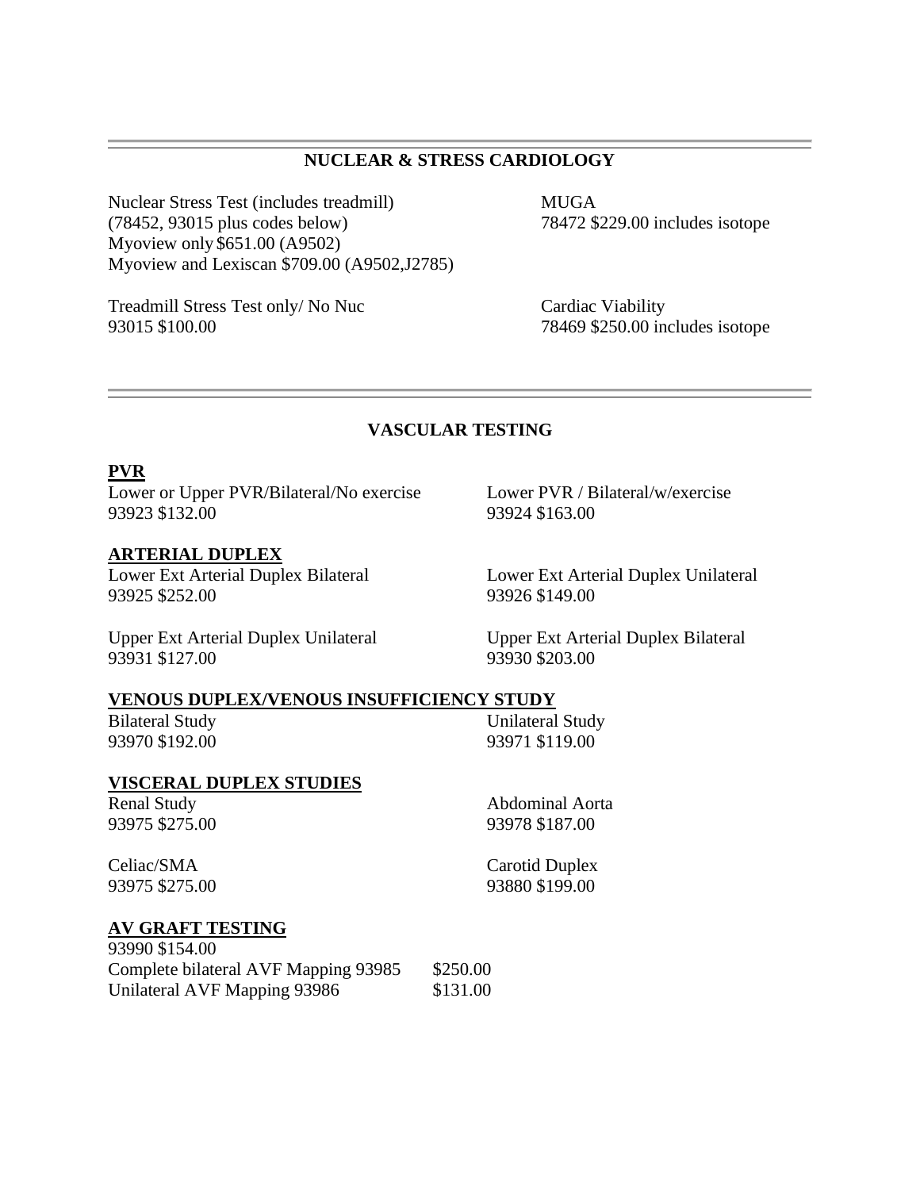## NUCLEAR & STRESS CARDIOLOGY

Nuclear Stress Test (includes treadmill)
(78452, 93015 plus codes below)
Myoview only $651.00 (A9502)
Myoview and Lexiscan $709.00 (A9502,J2785)

MUGA
78472 $229.00 includes isotope

Treadmill Stress Test only/ No Nuc
93015 $100.00

Cardiac Viability
78469 $250.00 includes isotope

## VASCULAR TESTING

### PVR

Lower or Upper PVR/Bilateral/No exercise
93923 $132.00

Lower PVR / Bilateral/w/exercise
93924 $163.00

### ARTERIAL DUPLEX

Lower Ext Arterial Duplex Bilateral
93925 $252.00

Lower Ext Arterial Duplex Unilateral
93926 $149.00

Upper Ext Arterial Duplex Unilateral
93931 $127.00

Upper Ext Arterial Duplex Bilateral
93930 $203.00

### VENOUS DUPLEX/VENOUS INSUFFICIENCY STUDY

Bilateral Study
93970 $192.00

Unilateral Study
93971 $119.00

### VISCERAL DUPLEX STUDIES

Renal Study
93975 $275.00

Abdominal Aorta
93978 $187.00

Celiac/SMA
93975 $275.00

Carotid Duplex
93880 $199.00

### AV GRAFT TESTING

93990 $154.00

| | |
|---|---|
| Complete bilateral AVF Mapping 93985 | $250.00 |
| Unilateral AVF Mapping 93986 | $131.00 |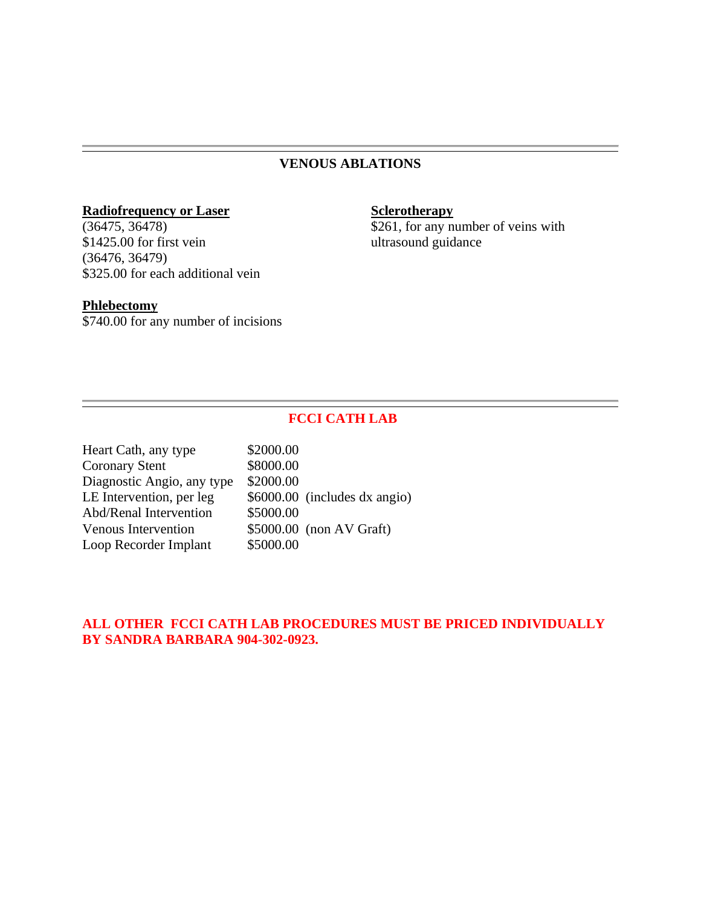## VENOUS ABLATIONS

**Radiofrequency or Laser**
(36475, 36478)
$1425.00 for first vein
(36476, 36479)
$325.00 for each additional vein

**Phlebectomy**
$740.00 for any number of incisions

**Sclerotherapy**
$261, for any number of veins with ultrasound guidance

## FCCI CATH LAB

| | | |
|---|---|---|
| Heart Cath, any type | $2000.00 | |
| Coronary Stent | $8000.00 | |
| Diagnostic Angio, any type | $2000.00 | |
| LE Intervention, per leg | $6000.00 | (includes dx angio) |
| Abd/Renal Intervention | $5000.00 | |
| Venous Intervention | $5000.00 | (non AV Graft) |
| Loop Recorder Implant | $5000.00 | |

**ALL OTHER FCCI CATH LAB PROCEDURES MUST BE PRICED INDIVIDUALLY BY SANDRA BARBARA 904-302-0923.**